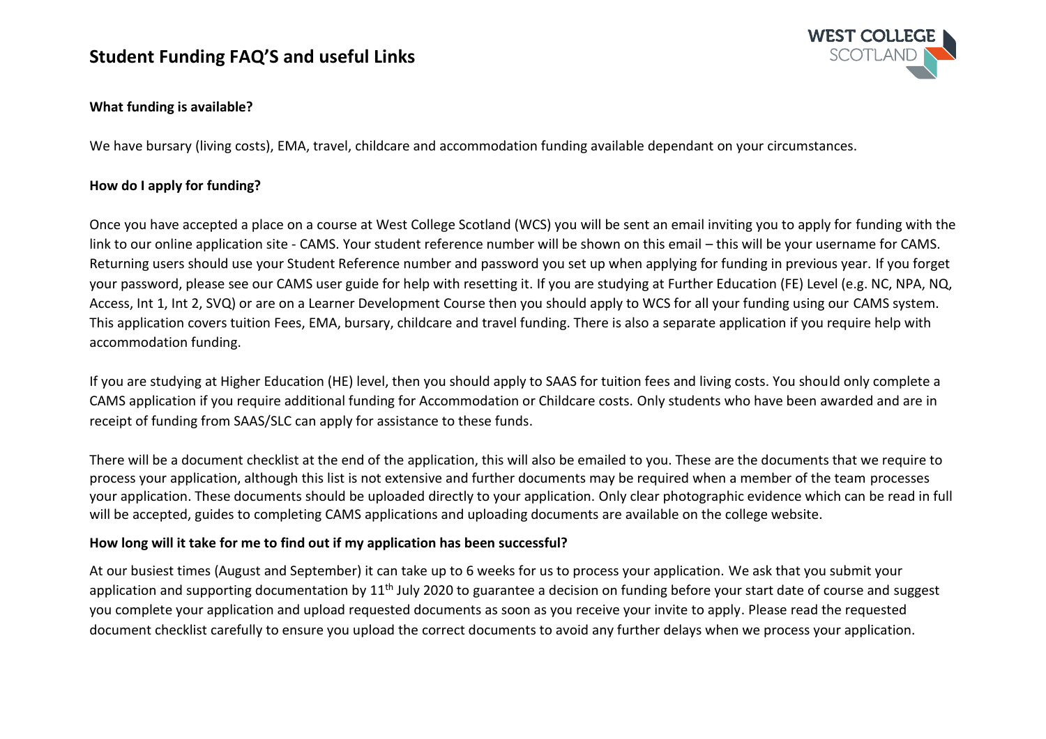# Student Funding FAQ'S and useful Links

**What funding is available?**

We have bursary (living costs), EMA, travel, childcare and accommodation funding available dependant on your circumstances.

**How do I apply for funding?**

Once you have accepted a place on a course at West College Scotland (WCS) you will be sent an email inviting you to apply for funding with the link to our online application site - CAMS. Your student reference number will be shown on this email – this will be your username for CAMS. Returning users should use your Student Reference number and password you set up when applying for funding in previous year. If you forget your password, please see our CAMS user guide for help with resetting it. If you are studying at Further Education (FE) Level (e.g. NC, NPA, NQ, Access, Int 1, Int 2, SVQ) or are on a Learner Development Course then you should apply to WCS for all your funding using our CAMS system. This application covers tuition Fees, EMA, bursary, childcare and travel funding. There is also a separate application if you require help with accommodation funding.

If you are studying at Higher Education (HE) level, then you should apply to SAAS for tuition fees and living costs. You should only complete a CAMS application if you require additional funding for Accommodation or Childcare costs. Only students who have been awarded and are in receipt of funding from SAAS/SLC can apply for assistance to these funds.

There will be a document checklist at the end of the application, this will also be emailed to you. These are the documents that we require to process your application, although this list is not extensive and further documents may be required when a member of the team processes your application. These documents should be uploaded directly to your application. Only clear photographic evidence which can be read in full will be accepted, guides to completing CAMS applications and uploading documents are available on the college website.

**How long will it take for me to find out if my application has been successful?**

At our busiest times (August and September) it can take up to 6 weeks for us to process your application. We ask that you submit your application and supporting documentation by 11th July 2020 to guarantee a decision on funding before your start date of course and suggest you complete your application and upload requested documents as soon as you receive your invite to apply. Please read the requested document checklist carefully to ensure you upload the correct documents to avoid any further delays when we process your application.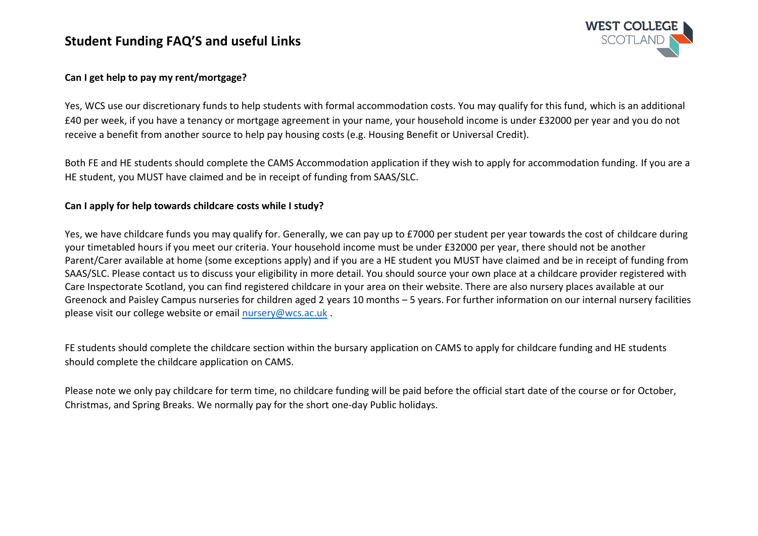# Student Funding FAQ'S and useful Links

**Can I get help to pay my rent/mortgage?**

Yes, WCS use our discretionary funds to help students with formal accommodation costs. You may qualify for this fund, which is an additional £40 per week, if you have a tenancy or mortgage agreement in your name, your household income is under £32000 per year and you do not receive a benefit from another source to help pay housing costs (e.g. Housing Benefit or Universal Credit).

Both FE and HE students should complete the CAMS Accommodation application if they wish to apply for accommodation funding. If you are a HE student, you MUST have claimed and be in receipt of funding from SAAS/SLC.

**Can I apply for help towards childcare costs while I study?**

Yes, we have childcare funds you may qualify for. Generally, we can pay up to £7000 per student per year towards the cost of childcare during your timetabled hours if you meet our criteria. Your household income must be under £32000 per year, there should not be another Parent/Carer available at home (some exceptions apply) and if you are a HE student you MUST have claimed and be in receipt of funding from SAAS/SLC. Please contact us to discuss your eligibility in more detail. You should source your own place at a childcare provider registered with Care Inspectorate Scotland, you can find registered childcare in your area on their website. There are also nursery places available at our Greenock and Paisley Campus nurseries for children aged 2 years 10 months – 5 years. For further information on our internal nursery facilities please visit our college website or email nursery@wcs.ac.uk .

FE students should complete the childcare section within the bursary application on CAMS to apply for childcare funding and HE students should complete the childcare application on CAMS.

Please note we only pay childcare for term time, no childcare funding will be paid before the official start date of the course or for October, Christmas, and Spring Breaks. We normally pay for the short one-day Public holidays.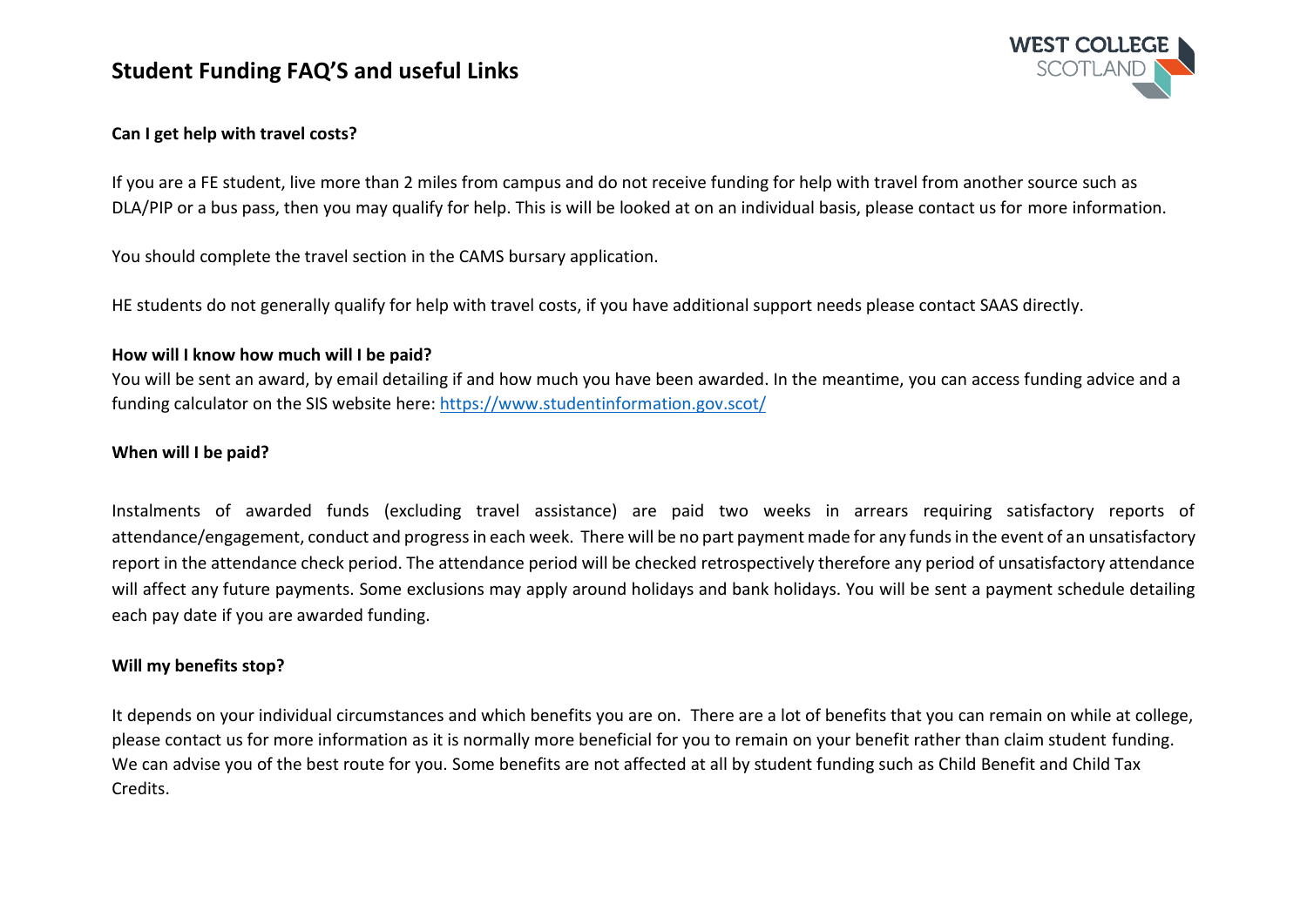# Student Funding FAQ'S and useful Links

**Can I get help with travel costs?**

If you are a FE student, live more than 2 miles from campus and do not receive funding for help with travel from another source such as DLA/PIP or a bus pass, then you may qualify for help. This is will be looked at on an individual basis, please contact us for more information.

You should complete the travel section in the CAMS bursary application.

HE students do not generally qualify for help with travel costs, if you have additional support needs please contact SAAS directly.

**How will I know how much will I be paid?**

You will be sent an award, by email detailing if and how much you have been awarded. In the meantime, you can access funding advice and a funding calculator on the SIS website here: [https://www.studentinformation.gov.scot/](https://www.studentinformation.gov.scot/)

**When will I be paid?**

Instalments of awarded funds (excluding travel assistance) are paid two weeks in arrears requiring satisfactory reports of attendance/engagement, conduct and progress in each week. There will be no part payment made for any funds in the event of an unsatisfactory report in the attendance check period. The attendance period will be checked retrospectively therefore any period of unsatisfactory attendance will affect any future payments. Some exclusions may apply around holidays and bank holidays. You will be sent a payment schedule detailing each pay date if you are awarded funding.

**Will my benefits stop?**

It depends on your individual circumstances and which benefits you are on. There are a lot of benefits that you can remain on while at college, please contact us for more information as it is normally more beneficial for you to remain on your benefit rather than claim student funding. We can advise you of the best route for you. Some benefits are not affected at all by student funding such as Child Benefit and Child Tax Credits.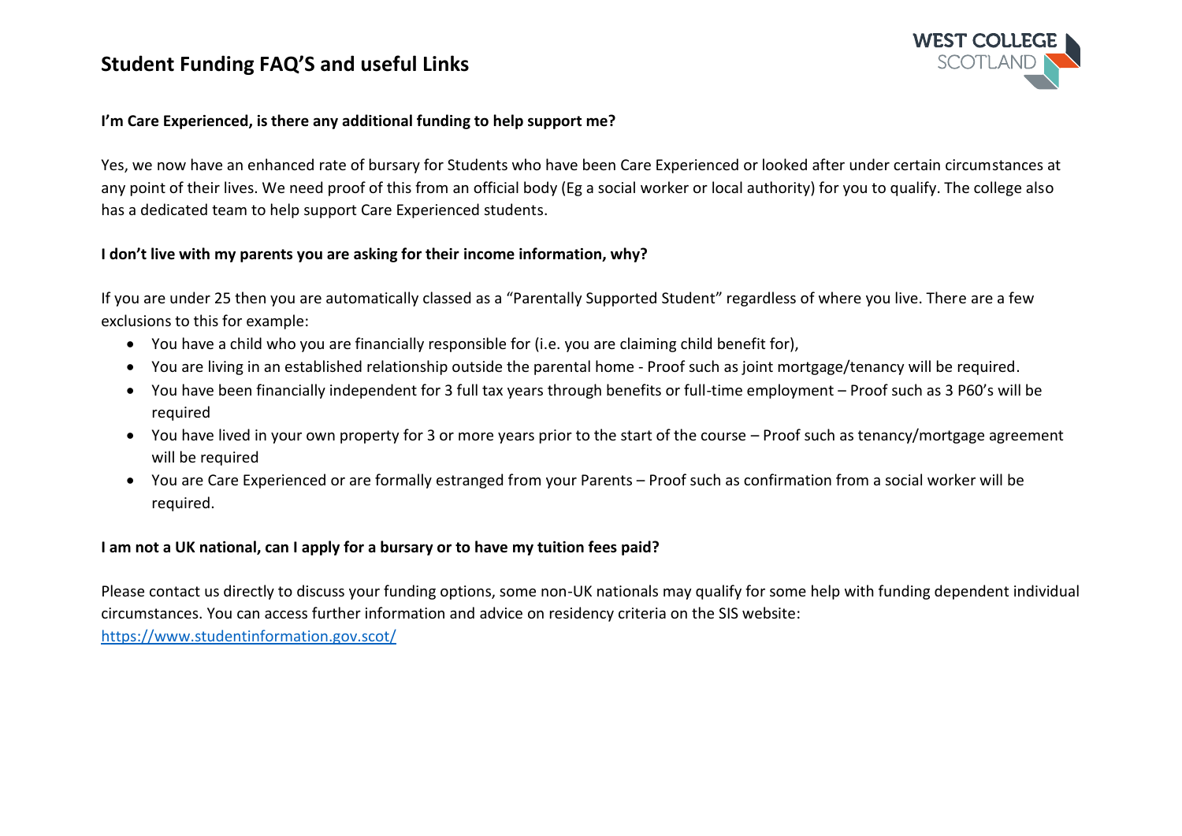# Student Funding FAQ'S and useful Links

**I'm Care Experienced, is there any additional funding to help support me?**

Yes, we now have an enhanced rate of bursary for Students who have been Care Experienced or looked after under certain circumstances at any point of their lives. We need proof of this from an official body (Eg a social worker or local authority) for you to qualify. The college also has a dedicated team to help support Care Experienced students.

**I don't live with my parents you are asking for their income information, why?**

If you are under 25 then you are automatically classed as a "Parentally Supported Student" regardless of where you live. There are a few exclusions to this for example:

- You have a child who you are financially responsible for (i.e. you are claiming child benefit for),
- You are living in an established relationship outside the parental home - Proof such as joint mortgage/tenancy will be required.
- You have been financially independent for 3 full tax years through benefits or full-time employment – Proof such as 3 P60's will be required
- You have lived in your own property for 3 or more years prior to the start of the course – Proof such as tenancy/mortgage agreement will be required
- You are Care Experienced or are formally estranged from your Parents – Proof such as confirmation from a social worker will be required.

**I am not a UK national, can I apply for a bursary or to have my tuition fees paid?**

Please contact us directly to discuss your funding options, some non-UK nationals may qualify for some help with funding dependent individual circumstances. You can access further information and advice on residency criteria on the SIS website:
https://www.studentinformation.gov.scot/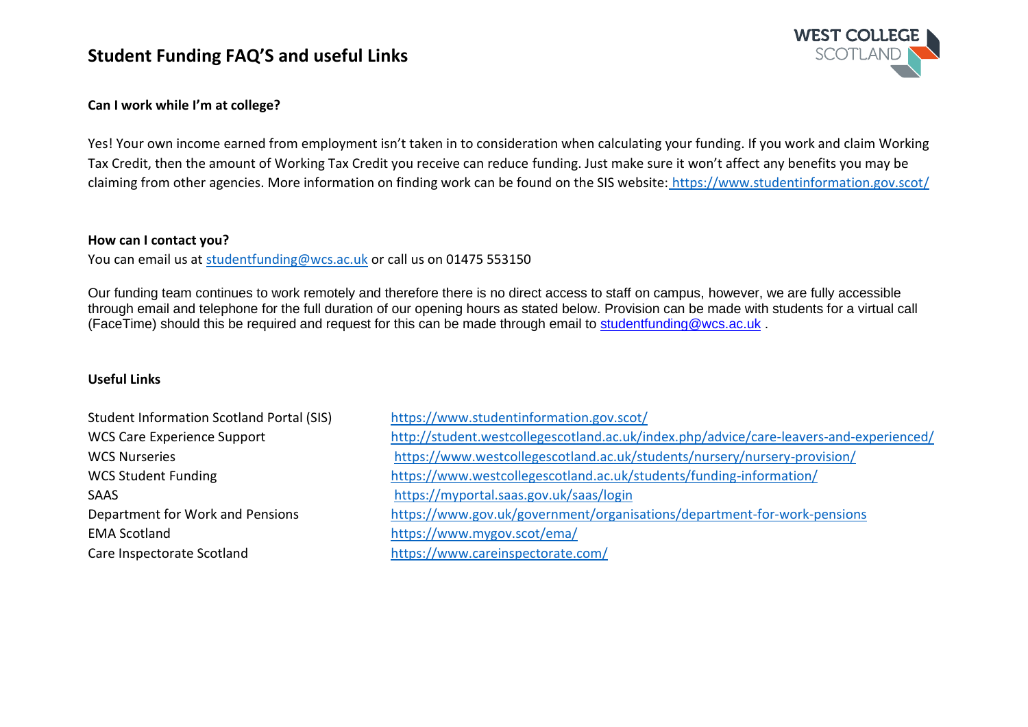# Student Funding FAQ'S and useful Links

**Can I work while I'm at college?**

Yes! Your own income earned from employment isn't taken in to consideration when calculating your funding. If you work and claim Working Tax Credit, then the amount of Working Tax Credit you receive can reduce funding. Just make sure it won't affect any benefits you may be claiming from other agencies. More information on finding work can be found on the SIS website: https://www.studentinformation.gov.scot/

**How can I contact you?**

You can email us at studentfunding@wcs.ac.uk or call us on 01475 553150

Our funding team continues to work remotely and therefore there is no direct access to staff on campus, however, we are fully accessible through email and telephone for the full duration of our opening hours as stated below. Provision can be made with students for a virtual call (FaceTime) should this be required and request for this can be made through email to studentfunding@wcs.ac.uk .

**Useful Links**

| | |
|---|---|
| Student Information Scotland Portal (SIS) | https://www.studentinformation.gov.scot/ |
| WCS Care Experience Support | http://student.westcollegescotland.ac.uk/index.php/advice/care-leavers-and-experienced/ |
| WCS Nurseries | https://www.westcollegescotland.ac.uk/students/nursery/nursery-provision/ |
| WCS Student Funding | https://www.westcollegescotland.ac.uk/students/funding-information/ |
| SAAS | https://myportal.saas.gov.uk/saas/login |
| Department for Work and Pensions | https://www.gov.uk/government/organisations/department-for-work-pensions |
| EMA Scotland | https://www.mygov.scot/ema/ |
| Care Inspectorate Scotland | https://www.careinspectorate.com/ |